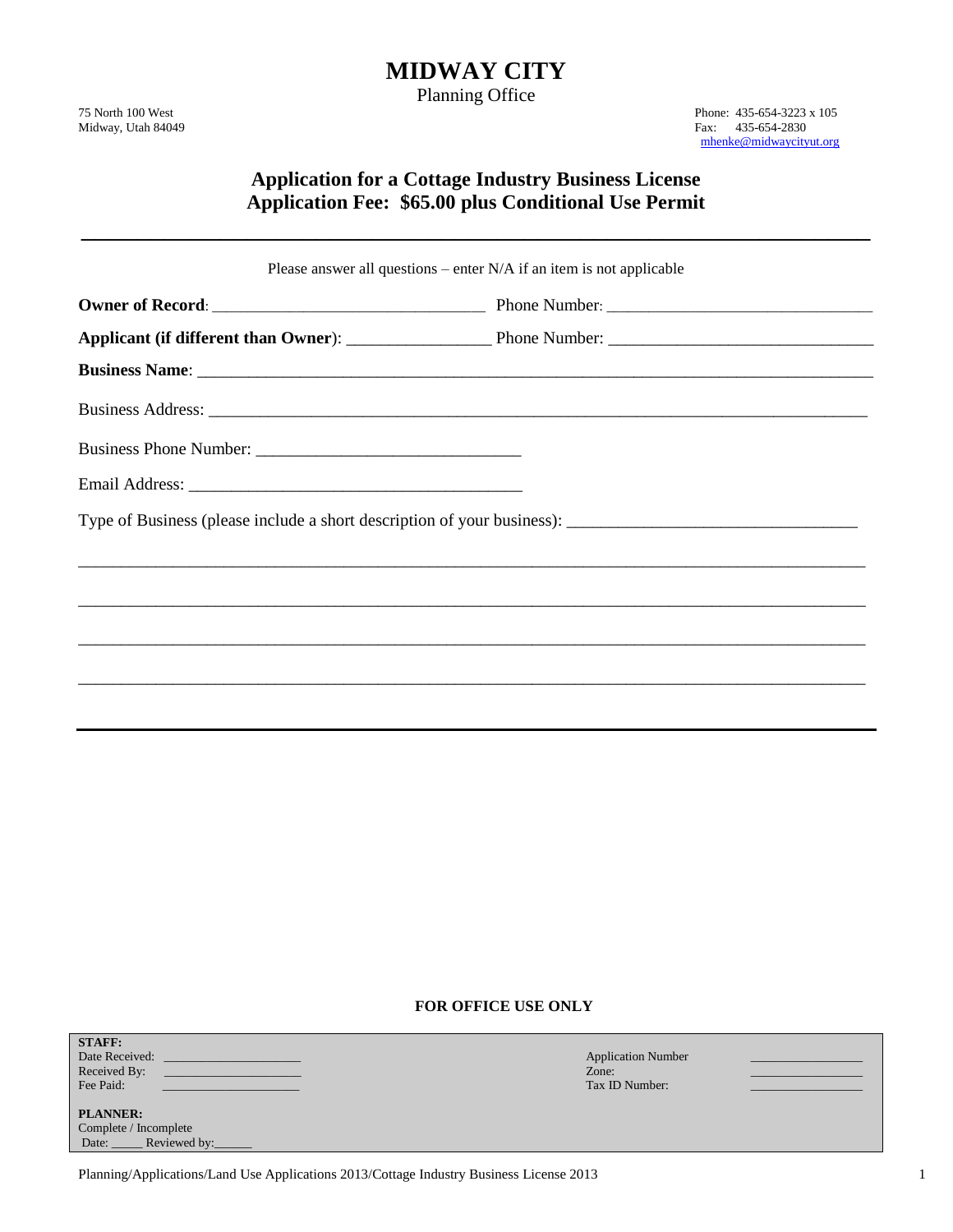# MIDWAY CITY

Planning Office

75 North 100 West
Midway, Utah 84049

Phone: 435-654-3223 x 105
Fax: 435-654-2830
mhenke@midwaycityut.org

## Application for a Cottage Industry Business License
## Application Fee: $65.00 plus Conditional Use Permit

---

Please answer all questions – enter N/A if an item is not applicable

**Owner of Record**: ________________________________ Phone Number: ________________________________

**Applicant (if different than Owner)**: _________________ Phone Number: ________________________________

**Business Name**: ________________________________________________________________________________

Business Address: ________________________________________________________________________________

Business Phone Number: ______________________________

Email Address: ______________________________________

Type of Business (please include a short description of your business): _________________________________

________________________________________________________________________________________________

________________________________________________________________________________________________

________________________________________________________________________________________________

________________________________________________________________________________________________

---

**FOR OFFICE USE ONLY**

**STAFF:**
Date Received: ____________________
Received By: ____________________
Fee Paid: ____________________

Application Number ________________
Zone: ________________
Tax ID Number: ________________

**PLANNER:**
Complete / Incomplete
Date: _____ Reviewed by:______

Planning/Applications/Land Use Applications 2013/Cottage Industry Business License 2013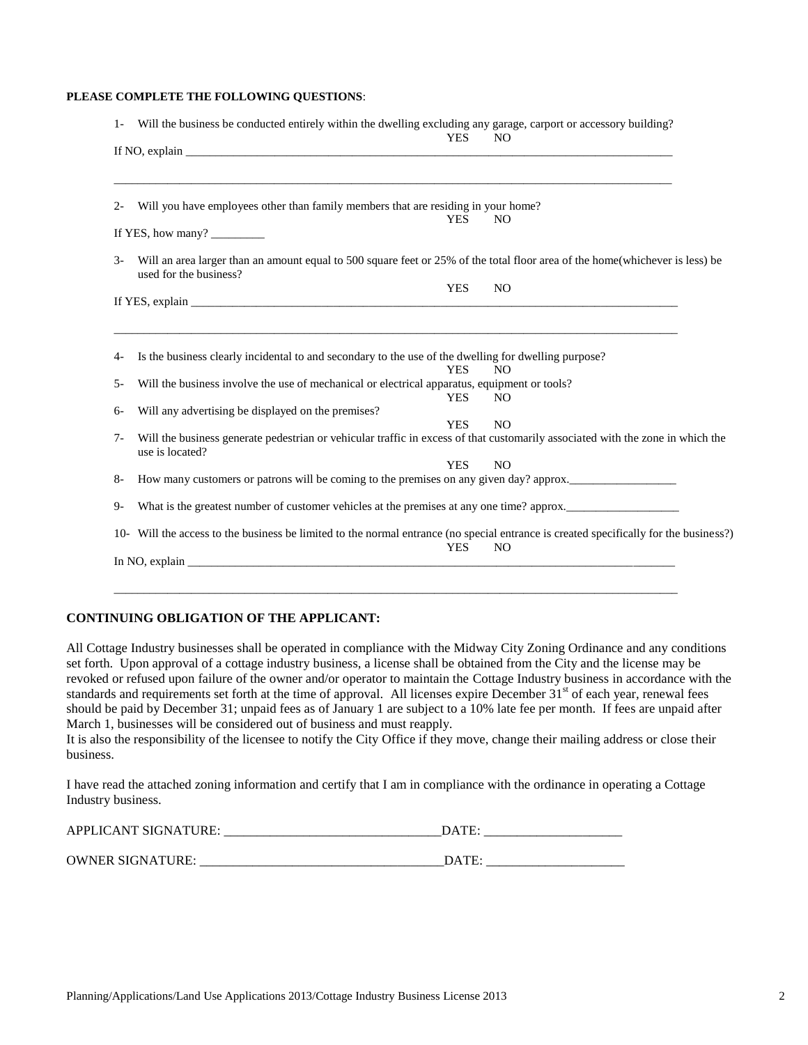**PLEASE COMPLETE THE FOLLOWING QUESTIONS**:

1- Will the business be conducted entirely within the dwelling excluding any garage, carport or accessory building?

YES NO

If NO, explain ______________________________________________________________________________________

______________________________________________________________________________________________

2- Will you have employees other than family members that are residing in your home?

YES NO

If YES, how many? _________

3- Will an area larger than an amount equal to 500 square feet or 25% of the total floor area of the home(whichever is less) be used for the business?

YES NO

If YES, explain ______________________________________________________________________________________

______________________________________________________________________________________________

4- Is the business clearly incidental to and secondary to the use of the dwelling for dwelling purpose?

YES NO

5- Will the business involve the use of mechanical or electrical apparatus, equipment or tools?

YES NO

6- Will any advertising be displayed on the premises?

YES NO

7- Will the business generate pedestrian or vehicular traffic in excess of that customarily associated with the zone in which the use is located?

YES NO

8- How many customers or patrons will be coming to the premises on any given day? approx.__________________

9- What is the greatest number of customer vehicles at the premises at any one time? approx.___________________

10- Will the access to the business be limited to the normal entrance (no special entrance is created specifically for the business?)

YES NO

In NO, explain ______________________________________________________________________________________

______________________________________________________________________________________________

**CONTINUING OBLIGATION OF THE APPLICANT:**

All Cottage Industry businesses shall be operated in compliance with the Midway City Zoning Ordinance and any conditions set forth. Upon approval of a cottage industry business, a license shall be obtained from the City and the license may be revoked or refused upon failure of the owner and/or operator to maintain the Cottage Industry business in accordance with the standards and requirements set forth at the time of approval. All licenses expire December 31st of each year, renewal fees should be paid by December 31; unpaid fees as of January 1 are subject to a 10% late fee per month. If fees are unpaid after March 1, businesses will be considered out of business and must reapply.

It is also the responsibility of the licensee to notify the City Office if they move, change their mailing address or close their business.

I have read the attached zoning information and certify that I am in compliance with the ordinance in operating a Cottage Industry business.

APPLICANT SIGNATURE: ________________________________DATE: ____________________

OWNER SIGNATURE: ____________________________________DATE: ____________________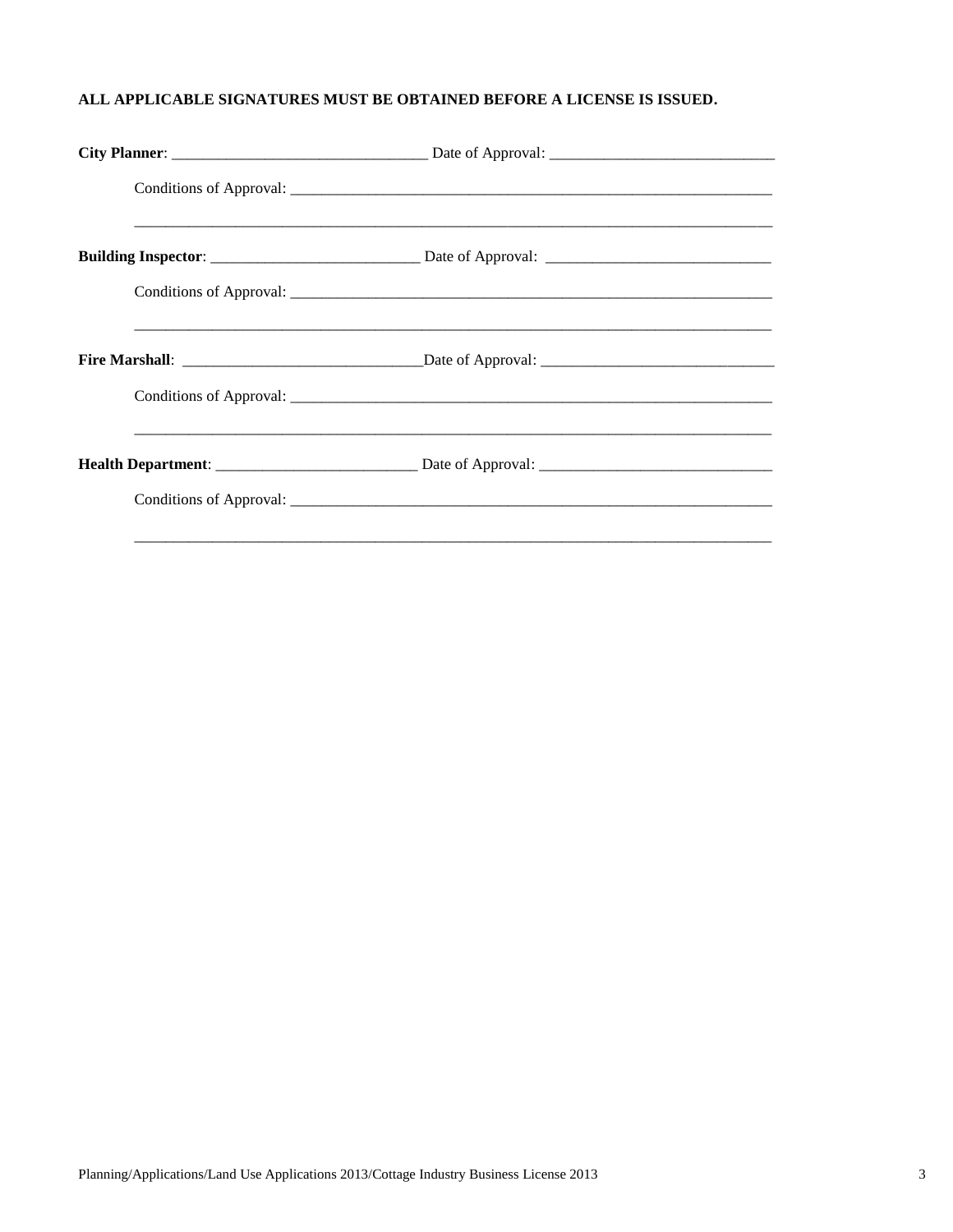**ALL APPLICABLE SIGNATURES MUST BE OBTAINED BEFORE A LICENSE IS ISSUED.**

**City Planner**: ________________________________ Date of Approval: ____________________________

Conditions of Approval: ________________________________________________________________

________________________________________________________________________________

**Building Inspector**: __________________________ Date of Approval: ____________________________

Conditions of Approval: ________________________________________________________________

________________________________________________________________________________

**Fire Marshall**: _______________________________Date of Approval: _____________________________

Conditions of Approval: ________________________________________________________________

________________________________________________________________________________

**Health Department**: _________________________ Date of Approval: _____________________________

Conditions of Approval: ________________________________________________________________

________________________________________________________________________________

Planning/Applications/Land Use Applications 2013/Cottage Industry Business License 2013